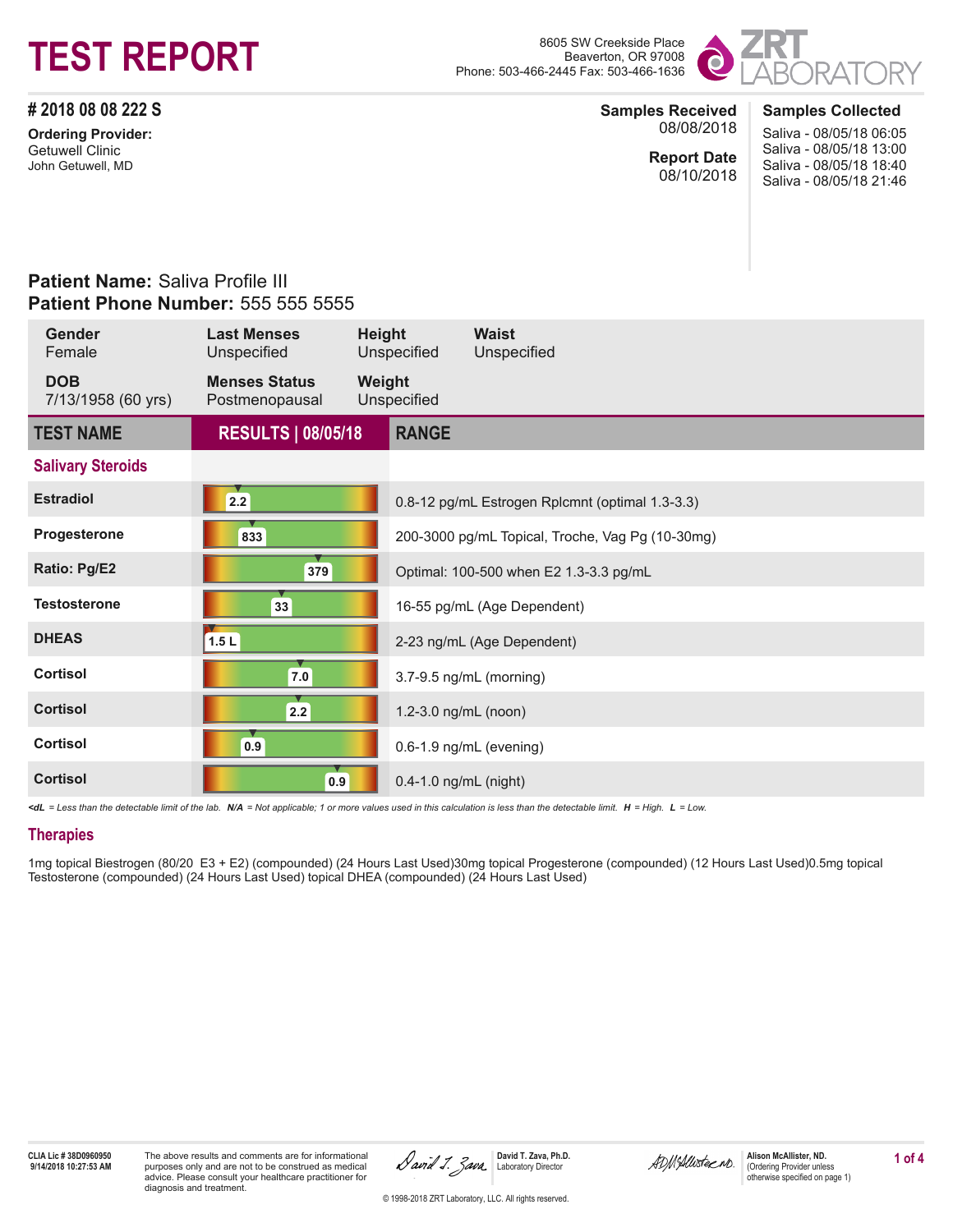# TEST REPORT

8605 SW Creekside Place
Beaverton, OR 97008
Phone: 503-466-2445 Fax: 503-466-1636

ZRT LABORATORY

## # 2018 08 08 222 S

**Ordering Provider:**
Getuwell Clinic
John Getuwell, MD

**Samples Received**
08/08/2018

**Report Date**
08/10/2018

**Samples Collected**
Saliva - 08/05/18 06:05
Saliva - 08/05/18 13:00
Saliva - 08/05/18 18:40
Saliva - 08/05/18 21:46

**Patient Name:** Saliva Profile III
**Patient Phone Number:** 555 555 5555

| Gender | Last Menses | Height | Waist |
|---|---|---|---|
| Female | Unspecified | Unspecified | Unspecified |
| **DOB** | **Menses Status** | **Weight** | |
| 7/13/1958 (60 yrs) | Postmenopausal | Unspecified | |

| TEST NAME | RESULTS \| 08/05/18 | RANGE |
|---|---|---|
| **Salivary Steroids** | | |
| Estradiol | 2.2 | 0.8-12 pg/mL Estrogen Rplcmnt (optimal 1.3-3.3) |
| Progesterone | 833 | 200-3000 pg/mL Topical, Troche, Vag Pg (10-30mg) |
| Ratio: Pg/E2 | 379 | Optimal: 100-500 when E2 1.3-3.3 pg/mL |
| Testosterone | 33 | 16-55 pg/mL (Age Dependent) |
| DHEAS | 1.5 L | 2-23 ng/mL (Age Dependent) |
| Cortisol | 7.0 | 3.7-9.5 ng/mL (morning) |
| Cortisol | 2.2 | 1.2-3.0 ng/mL (noon) |
| Cortisol | 0.9 | 0.6-1.9 ng/mL (evening) |
| Cortisol | 0.9 | 0.4-1.0 ng/mL (night) |

*<dL = Less than the detectable limit of the lab. N/A = Not applicable; 1 or more values used in this calculation is less than the detectable limit. H = High. L = Low.*

## Therapies

1mg topical Biestrogen (80/20 E3 + E2) (compounded) (24 Hours Last Used)30mg topical Progesterone (compounded) (12 Hours Last Used)0.5mg topical Testosterone (compounded) (24 Hours Last Used) topical DHEA (compounded) (24 Hours Last Used)

CLIA Lic # 38D0960950
9/14/2018 10:27:53 AM

The above results and comments are for informational purposes only and are not to be construed as medical advice. Please consult your healthcare practitioner for diagnosis and treatment.

David T. Zava, Ph.D.
Laboratory Director

Alison McAllister, ND.
(Ordering Provider unless otherwise specified on page 1)

© 1998-2018 ZRT Laboratory, LLC. All rights reserved.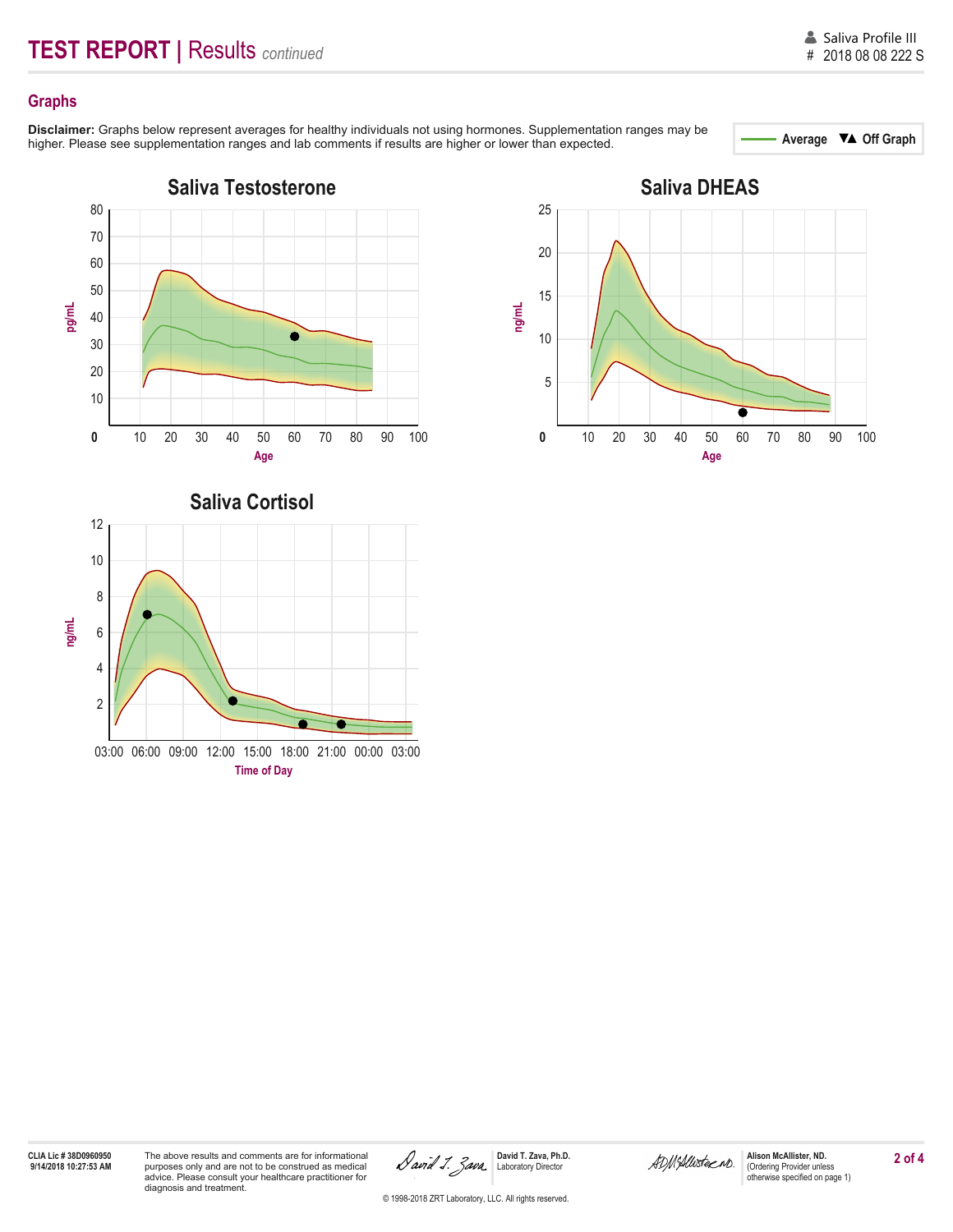# TEST REPORT | Results *continued*

Saliva Profile III
\# 2018 08 08 222 S

## Graphs

**Disclaimer:** Graphs below represent averages for healthy individuals not using hormones. Supplementation ranges may be higher. Please see supplementation ranges and lab comments if results are higher or lower than expected.

Average ▼▲ Off Graph

### Saliva Testosterone

pg/mL (0–80) vs. Age (10–100)

### Saliva DHEAS

ng/mL (0–25) vs. Age (10–100)

### Saliva Cortisol

ng/mL (0–12) vs. Time of Day (03:00–03:00)

CLIA Lic # 38D0960950
9/14/2018 10:27:53 AM

The above results and comments are for informational purposes only and are not to be construed as medical advice. Please consult your healthcare practitioner for diagnosis and treatment.

David T. Zava, Ph.D.
Laboratory Director

Alison McAllister, ND.
(Ordering Provider unless otherwise specified on page 1)

© 1998-2018 ZRT Laboratory, LLC. All rights reserved.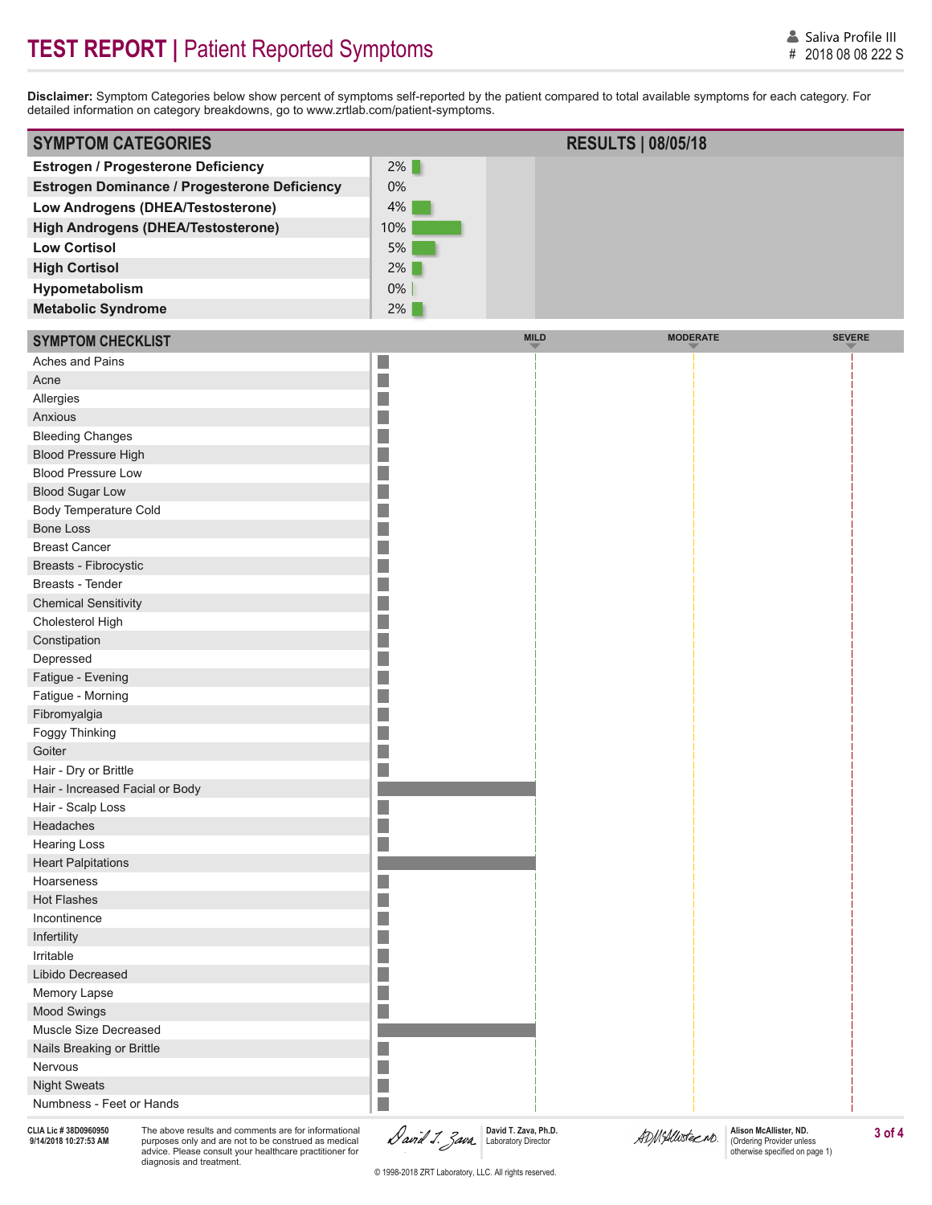# TEST REPORT | Patient Reported Symptoms

Saliva Profile III
# 2018 08 08 222 S

**Disclaimer:** Symptom Categories below show percent of symptoms self-reported by the patient compared to total available symptoms for each category. For detailed information on category breakdowns, go to www.zrtlab.com/patient-symptoms.

| SYMPTOM CATEGORIES | RESULTS \| 08/05/18 |
|---|---|
| **Estrogen / Progesterone Deficiency** | 2% |
| **Estrogen Dominance / Progesterone Deficiency** | 0% |
| **Low Androgens (DHEA/Testosterone)** | 4% |
| **High Androgens (DHEA/Testosterone)** | 10% |
| **Low Cortisol** | 5% |
| **High Cortisol** | 2% |
| **Hypometabolism** | 0% |
| **Metabolic Syndrome** | 2% |

| SYMPTOM CHECKLIST | Severity (MILD / MODERATE / SEVERE) |
|---|---|
| Aches and Pains | |
| Acne | |
| Allergies | |
| Anxious | |
| Bleeding Changes | |
| Blood Pressure High | |
| Blood Pressure Low | |
| Blood Sugar Low | |
| Body Temperature Cold | |
| Bone Loss | |
| Breast Cancer | |
| Breasts - Fibrocystic | |
| Breasts - Tender | |
| Chemical Sensitivity | |
| Cholesterol High | |
| Constipation | |
| Depressed | |
| Fatigue - Evening | |
| Fatigue - Morning | |
| Fibromyalgia | |
| Foggy Thinking | |
| Goiter | |
| Hair - Dry or Brittle | |
| Hair - Increased Facial or Body | Mild |
| Hair - Scalp Loss | |
| Headaches | |
| Hearing Loss | |
| Heart Palpitations | Mild |
| Hoarseness | |
| Hot Flashes | |
| Incontinence | |
| Infertility | |
| Irritable | |
| Libido Decreased | |
| Memory Lapse | |
| Mood Swings | |
| Muscle Size Decreased | Mild |
| Nails Breaking or Brittle | |
| Nervous | |
| Night Sweats | |
| Numbness - Feet or Hands | |

CLIA Lic # 38D0960950
9/14/2018 10:27:53 AM

The above results and comments are for informational purposes only and are not to be construed as medical advice. Please consult your healthcare practitioner for diagnosis and treatment.

David T. Zava, Ph.D.
Laboratory Director

Alison McAllister, ND.
(Ordering Provider unless otherwise specified on page 1)

© 1998-2018 ZRT Laboratory, LLC. All rights reserved.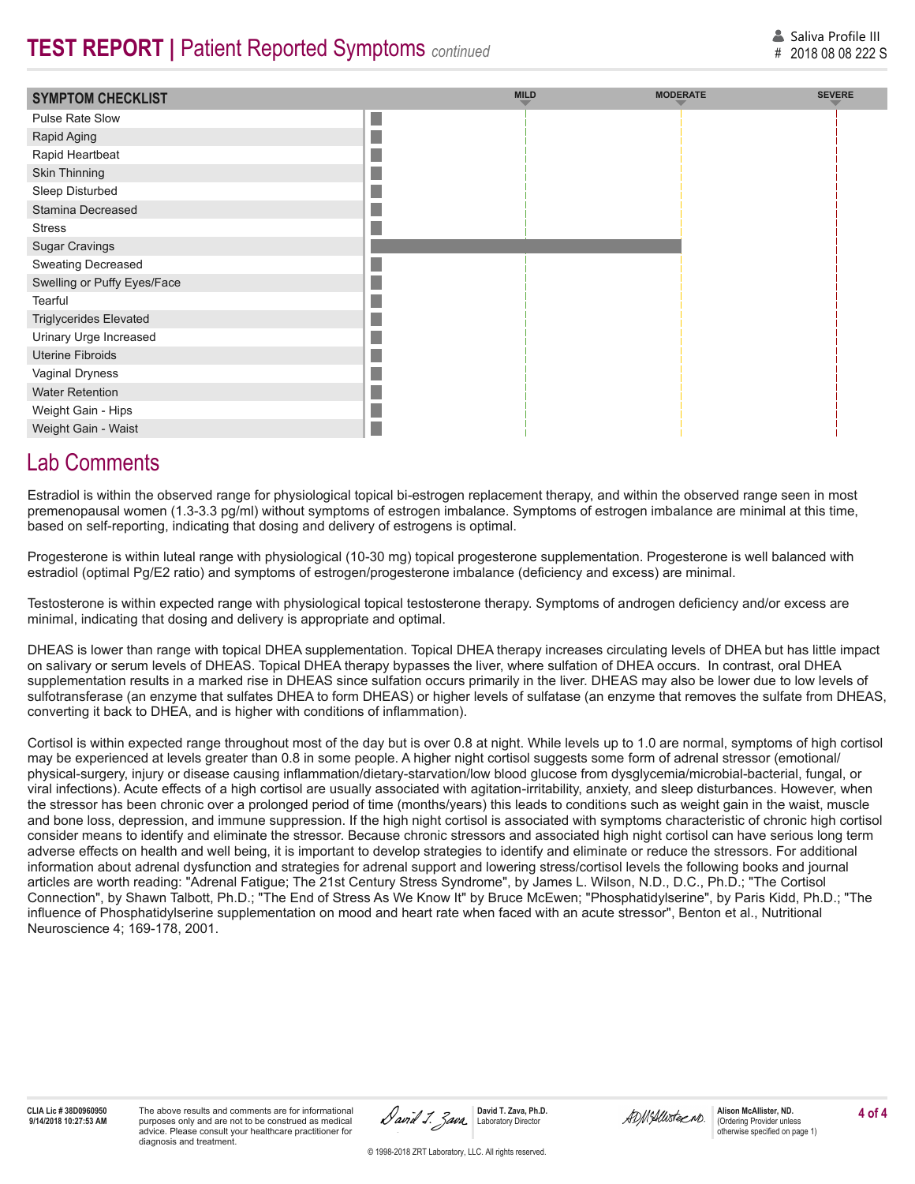# TEST REPORT | Patient Reported Symptoms *continued*

Saliva Profile III
# 2018 08 08 222 S

## SYMPTOM CHECKLIST

MILD
MODERATE
SEVERE

Pulse Rate Slow
Rapid Aging
Rapid Heartbeat
Skin Thinning
Sleep Disturbed
Stamina Decreased
Stress
Sugar Cravings
Sweating Decreased
Swelling or Puffy Eyes/Face
Tearful
Triglycerides Elevated
Urinary Urge Increased
Uterine Fibroids
Vaginal Dryness
Water Retention
Weight Gain - Hips
Weight Gain - Waist

## Lab Comments

Estradiol is within the observed range for physiological topical bi-estrogen replacement therapy, and within the observed range seen in most premenopausal women (1.3-3.3 pg/ml) without symptoms of estrogen imbalance. Symptoms of estrogen imbalance are minimal at this time, based on self-reporting, indicating that dosing and delivery of estrogens is optimal.

Progesterone is within luteal range with physiological (10-30 mg) topical progesterone supplementation. Progesterone is well balanced with estradiol (optimal Pg/E2 ratio) and symptoms of estrogen/progesterone imbalance (deficiency and excess) are minimal.

Testosterone is within expected range with physiological topical testosterone therapy. Symptoms of androgen deficiency and/or excess are minimal, indicating that dosing and delivery is appropriate and optimal.

DHEAS is lower than range with topical DHEA supplementation. Topical DHEA therapy increases circulating levels of DHEA but has little impact on salivary or serum levels of DHEAS. Topical DHEA therapy bypasses the liver, where sulfation of DHEA occurs. In contrast, oral DHEA supplementation results in a marked rise in DHEAS since sulfation occurs primarily in the liver. DHEAS may also be lower due to low levels of sulfotransferase (an enzyme that sulfates DHEA to form DHEAS) or higher levels of sulfatase (an enzyme that removes the sulfate from DHEAS, converting it back to DHEA, and is higher with conditions of inflammation).

Cortisol is within expected range throughout most of the day but is over 0.8 at night. While levels up to 1.0 are normal, symptoms of high cortisol may be experienced at levels greater than 0.8 in some people. A higher night cortisol suggests some form of adrenal stressor (emotional/ physical-surgery, injury or disease causing inflammation/dietary-starvation/low blood glucose from dysglycemia/microbial-bacterial, fungal, or viral infections). Acute effects of a high cortisol are usually associated with agitation-irritability, anxiety, and sleep disturbances. However, when the stressor has been chronic over a prolonged period of time (months/years) this leads to conditions such as weight gain in the waist, muscle and bone loss, depression, and immune suppression. If the high night cortisol is associated with symptoms characteristic of chronic high cortisol consider means to identify and eliminate the stressor. Because chronic stressors and associated high night cortisol can have serious long term adverse effects on health and well being, it is important to develop strategies to identify and eliminate or reduce the stressors. For additional information about adrenal dysfunction and strategies for adrenal support and lowering stress/cortisol levels the following books and journal articles are worth reading: "Adrenal Fatigue; The 21st Century Stress Syndrome", by James L. Wilson, N.D., D.C., Ph.D.; "The Cortisol Connection", by Shawn Talbott, Ph.D.; "The End of Stress As We Know It" by Bruce McEwen; "Phosphatidylserine", by Paris Kidd, Ph.D.; "The influence of Phosphatidylserine supplementation on mood and heart rate when faced with an acute stressor", Benton et al., Nutritional Neuroscience 4; 169-178, 2001.

CLIA Lic # 38D0960950
9/14/2018 10:27:53 AM

The above results and comments are for informational purposes only and are not to be construed as medical advice. Please consult your healthcare practitioner for diagnosis and treatment.

David T. Zava, Ph.D.
Laboratory Director

Alison McAllister, ND.
(Ordering Provider unless otherwise specified on page 1)

© 1998-2018 ZRT Laboratory, LLC. All rights reserved.